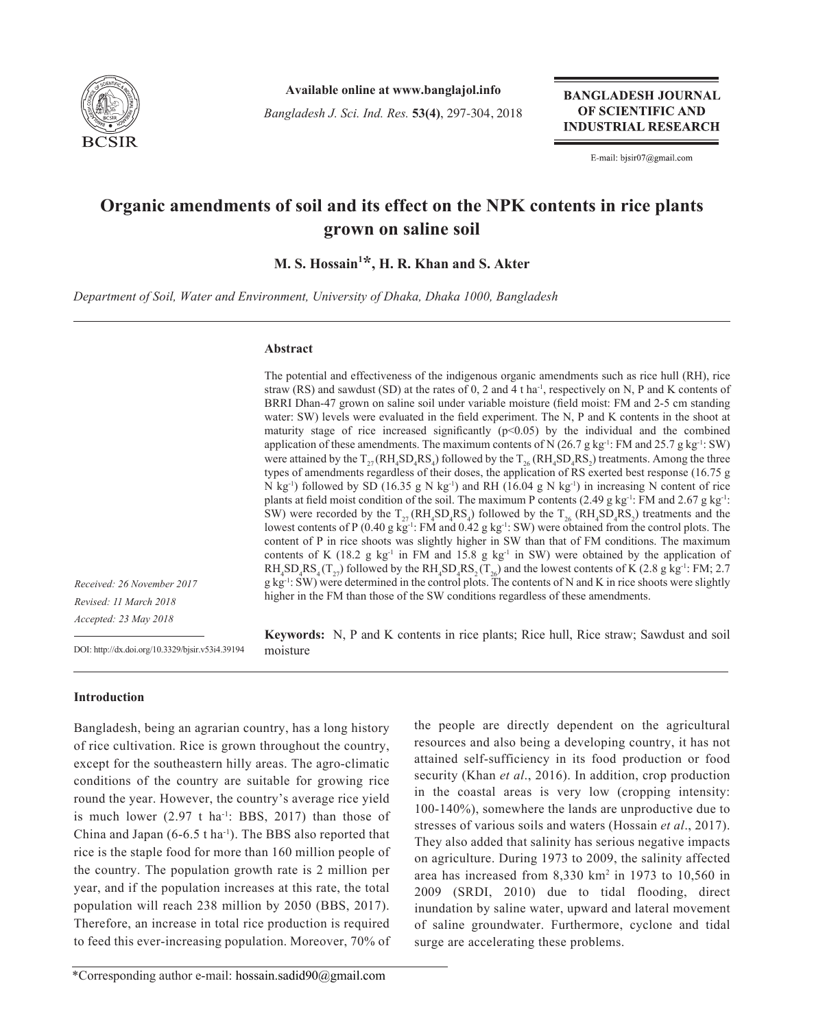# Organic amendments of soil and its effect on the NPK contents in rice plants grown on saline soil

**M. S. Hossain[1]*, H. R. Khan and S. Akter**

*Department of Soil, Water and Environment, University of Dhaka, Dhaka 1000, Bangladesh*

*Received: 26 November 2017*
*Revised: 11 March 2018*
*Accepted: 23 May 2018*

DOI: http://dx.doi.org/10.3329/bjsir.v53i4.39194

## Abstract

The potential and effectiveness of the indigenous organic amendments such as rice hull (RH), rice straw (RS) and sawdust (SD) at the rates of 0, 2 and 4 t ha$^{-1}$, respectively on N, P and K contents of BRRI Dhan-47 grown on saline soil under variable moisture (field moist: FM and 2-5 cm standing water: SW) levels were evaluated in the field experiment. The N, P and K contents in the shoot at maturity stage of rice increased significantly ($p<0.05$) by the individual and the combined application of these amendments. The maximum contents of N (26.7 g kg$^{-1}$: FM and 25.7 g kg$^{-1}$: SW) were attained by the $T_{27}$ ($RH_4SD_4RS_4$) followed by the $T_{26}$ ($RH_4SD_4RS_2$) treatments. Among the three types of amendments regardless of their doses, the application of RS exerted best response (16.75 g N kg$^{-1}$) followed by SD (16.35 g N kg$^{-1}$) and RH (16.04 g N kg$^{-1}$) in increasing N content of rice plants at field moist condition of the soil. The maximum P contents (2.49 g kg$^{-1}$: FM and 2.67 g kg$^{-1}$: SW) were recorded by the $T_{27}$ ($RH_4SD_4RS_4$) followed by the $T_{26}$ ($RH_4SD_4RS_2$) treatments and the lowest contents of P (0.40 g kg$^{-1}$: FM and 0.42 g kg$^{-1}$: SW) were obtained from the control plots. The content of P in rice shoots was slightly higher in SW than that of FM conditions. The maximum contents of K (18.2 g kg$^{-1}$ in FM and 15.8 g kg$^{-1}$ in SW) were obtained by the application of $RH_4SD_4RS_4$ ($T_{27}$) followed by the $RH_4SD_4RS_2$ ($T_{26}$) and the lowest contents of K (2.8 g kg$^{-1}$: FM; 2.7 g kg$^{-1}$: SW) were determined in the control plots. The contents of N and K in rice shoots were slightly higher in the FM than those of the SW conditions regardless of these amendments.

**Keywords:** N, P and K contents in rice plants; Rice hull, Rice straw; Sawdust and soil moisture

## Introduction

Bangladesh, being an agrarian country, has a long history of rice cultivation. Rice is grown throughout the country, except for the southeastern hilly areas. The agro-climatic conditions of the country are suitable for growing rice round the year. However, the country's average rice yield is much lower (2.97 t ha$^{-1}$: BBS, 2017) than those of China and Japan (6-6.5 t ha$^{-1}$). The BBS also reported that rice is the staple food for more than 160 million people of the country. The population growth rate is 2 million per year, and if the population increases at this rate, the total population will reach 238 million by 2050 (BBS, 2017). Therefore, an increase in total rice production is required to feed this ever-increasing population. Moreover, 70% of the people are directly dependent on the agricultural resources and also being a developing country, it has not attained self-sufficiency in its food production or food security (Khan *et al*., 2016). In addition, crop production in the coastal areas is very low (cropping intensity: 100-140%), somewhere the lands are unproductive due to stresses of various soils and waters (Hossain *et al*., 2017). They also added that salinity has serious negative impacts on agriculture. During 1973 to 2009, the salinity affected area has increased from 8,330 km$^2$ in 1973 to 10,560 in 2009 (SRDI, 2010) due to tidal flooding, direct inundation by saline water, upward and lateral movement of saline groundwater. Furthermore, cyclone and tidal surge are accelerating these problems.

*Corresponding author e-mail: hossain.sadid90@gmail.com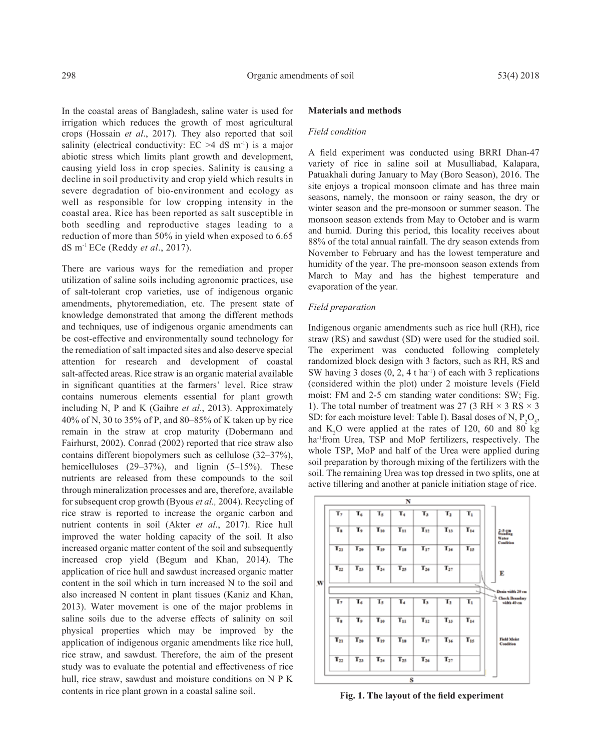In the coastal areas of Bangladesh, saline water is used for irrigation which reduces the growth of most agricultural crops (Hossain *et al*., 2017). They also reported that soil salinity (electrical conductivity: EC >4 dS $m^{-1}$) is a major abiotic stress which limits plant growth and development, causing yield loss in crop species. Salinity is causing a decline in soil productivity and crop yield which results in severe degradation of bio-environment and ecology as well as responsible for low cropping intensity in the coastal area. Rice has been reported as salt susceptible in both seedling and reproductive stages leading to a reduction of more than 50% in yield when exposed to 6.65 dS $m^{-1}$ ECe (Reddy *et al*., 2017).

There are various ways for the remediation and proper utilization of saline soils including agronomic practices, use of salt-tolerant crop varieties, use of indigenous organic amendments, phytoremediation, etc. The present state of knowledge demonstrated that among the different methods and techniques, use of indigenous organic amendments can be cost-effective and environmentally sound technology for the remediation of salt impacted sites and also deserve special attention for research and development of coastal salt-affected areas. Rice straw is an organic material available in significant quantities at the farmers' level. Rice straw contains numerous elements essential for plant growth including N, P and K (Gaihre *et al*., 2013). Approximately 40% of N, 30 to 35% of P, and 80–85% of K taken up by rice remain in the straw at crop maturity (Dobermann and Fairhurst, 2002). Conrad (2002) reported that rice straw also contains different biopolymers such as cellulose (32–37%), hemicelluloses (29–37%), and lignin (5–15%). These nutrients are released from these compounds to the soil through mineralization processes and are, therefore, available for subsequent crop growth (Byous *et al.,* 2004). Recycling of rice straw is reported to increase the organic carbon and nutrient contents in soil (Akter *et al*., 2017). Rice hull improved the water holding capacity of the soil. It also increased organic matter content of the soil and subsequently increased crop yield (Begum and Khan, 2014). The application of rice hull and sawdust increased organic matter content in the soil which in turn increased N to the soil and also increased N content in plant tissues (Kaniz and Khan, 2013). Water movement is one of the major problems in saline soils due to the adverse effects of salinity on soil physical properties which may be improved by the application of indigenous organic amendments like rice hull, rice straw, and sawdust. Therefore, the aim of the present study was to evaluate the potential and effectiveness of rice hull, rice straw, sawdust and moisture conditions on N P K contents in rice plant grown in a coastal saline soil.

## Materials and methods

### *Field condition*

A field experiment was conducted using BRRI Dhan-47 variety of rice in saline soil at Musulliabad, Kalapara, Patuakhali during January to May (Boro Season), 2016. The site enjoys a tropical monsoon climate and has three main seasons, namely, the monsoon or rainy season, the dry or winter season and the pre-monsoon or summer season. The monsoon season extends from May to October and is warm and humid. During this period, this locality receives about 88% of the total annual rainfall. The dry season extends from November to February and has the lowest temperature and humidity of the year. The pre-monsoon season extends from March to May and has the highest temperature and evaporation of the year.

### *Field preparation*

Indigenous organic amendments such as rice hull (RH), rice straw (RS) and sawdust (SD) were used for the studied soil. The experiment was conducted following completely randomized block design with 3 factors, such as RH, RS and SW having 3 doses (0, 2, 4 t $ha^{-1}$) of each with 3 replications (considered within the plot) under 2 moisture levels (Field moist: FM and 2-5 cm standing water conditions: SW; Fig. 1). The total number of treatment was 27 (3 RH × 3 RS × 3 SD: for each moisture level: Table I). Basal doses of N, $P_2O_5$, and $K_2O$ were applied at the rates of 120, 60 and 80 kg $ha^{-1}$from Urea, TSP and MoP fertilizers, respectively. The whole TSP, MoP and half of the Urea were applied during soil preparation by thorough mixing of the fertilizers with the soil. The remaining Urea was top dressed in two splits, one at active tillering and another at panicle initiation stage of rice.

N

2-5 cm Standing Water Condition

| | | | | | | |
|---|---|---|---|---|---|---|
| $T_7$ | $T_6$ | $T_5$ | $T_4$ | $T_3$ | $T_2$ | $T_1$ |
| $T_8$ | $T_9$ | $T_{10}$ | $T_{11}$ | $T_{12}$ | $T_{13}$ | $T_{14}$ |
| $T_{21}$ | $T_{20}$ | $T_{19}$ | $T_{18}$ | $T_{17}$ | $T_{16}$ | $T_{15}$ |
| $T_{22}$ | $T_{23}$ | $T_{24}$ | $T_{25}$ | $T_{26}$ | $T_{27}$ | |

W — E

Drain width 20 cm

Check Boundary width 40 cm

Field Moist Condition

| | | | | | | |
|---|---|---|---|---|---|---|
| $T_7$ | $T_6$ | $T_5$ | $T_4$ | $T_3$ | $T_2$ | $T_1$ |
| $T_8$ | $T_9$ | $T_{10}$ | $T_{11}$ | $T_{12}$ | $T_{13}$ | $T_{14}$ |
| $T_{21}$ | $T_{20}$ | $T_{19}$ | $T_{18}$ | $T_{17}$ | $T_{16}$ | $T_{15}$ |
| $T_{22}$ | $T_{23}$ | $T_{24}$ | $T_{25}$ | $T_{26}$ | $T_{27}$ | |

S

**Fig. 1. The layout of the field experiment**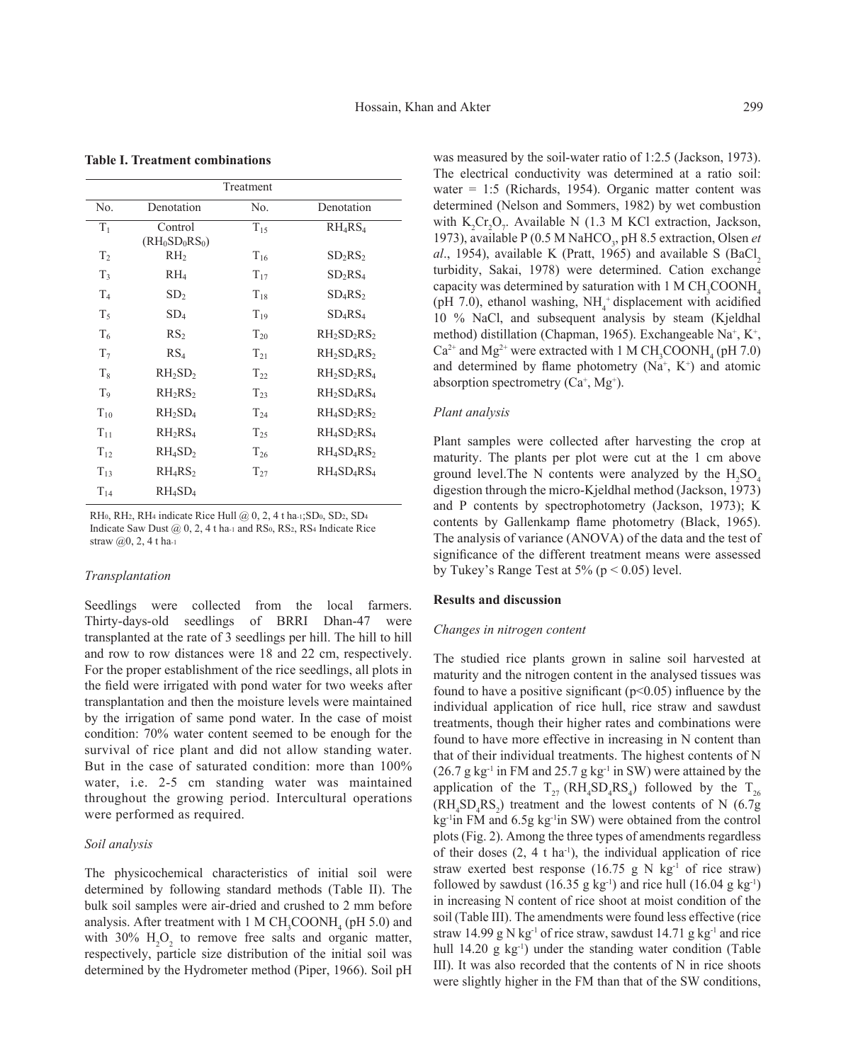**Table I. Treatment combinations**

| Treatment | | | |
|---|---|---|---|
| No. | Denotation | No. | Denotation |
| $T_1$ | Control ($RH_0SD_0RS_0$) | $T_{15}$ | $RH_4RS_4$ |
| $T_2$ | $RH_2$ | $T_{16}$ | $SD_2RS_2$ |
| $T_3$ | $RH_4$ | $T_{17}$ | $SD_2RS_4$ |
| $T_4$ | $SD_2$ | $T_{18}$ | $SD_4RS_2$ |
| $T_5$ | $SD_4$ | $T_{19}$ | $SD_4RS_4$ |
| $T_6$ | $RS_2$ | $T_{20}$ | $RH_2SD_2RS_2$ |
| $T_7$ | $RS_4$ | $T_{21}$ | $RH_2SD_4RS_2$ |
| $T_8$ | $RH_2SD_2$ | $T_{22}$ | $RH_2SD_2RS_4$ |
| $T_9$ | $RH_2RS_2$ | $T_{23}$ | $RH_2SD_4RS_4$ |
| $T_{10}$ | $RH_2SD_4$ | $T_{24}$ | $RH_4SD_2RS_2$ |
| $T_{11}$ | $RH_2RS_4$ | $T_{25}$ | $RH_4SD_2RS_4$ |
| $T_{12}$ | $RH_4SD_2$ | $T_{26}$ | $RH_4SD_4RS_2$ |
| $T_{13}$ | $RH_4RS_2$ | $T_{27}$ | $RH_4SD_4RS_4$ |
| $T_{14}$ | $RH_4SD_4$ | | |

$RH_0$, $RH_2$, $RH_4$ indicate Rice Hull @ 0, 2, 4 t ha$^{-1}$; $SD_0$, $SD_2$, $SD_4$ Indicate Saw Dust @ 0, 2, 4 t ha$^{-1}$ and $RS_0$, $RS_2$, $RS_4$ Indicate Rice straw @0, 2, 4 t ha$^{-1}$

### *Transplantation*

Seedlings were collected from the local farmers. Thirty-days-old seedlings of BRRI Dhan-47 were transplanted at the rate of 3 seedlings per hill. The hill to hill and row to row distances were 18 and 22 cm, respectively. For the proper establishment of the rice seedlings, all plots in the field were irrigated with pond water for two weeks after transplantation and then the moisture levels were maintained by the irrigation of same pond water. In the case of moist condition: 70% water content seemed to be enough for the survival of rice plant and did not allow standing water. But in the case of saturated condition: more than 100% water, i.e. 2-5 cm standing water was maintained throughout the growing period. Intercultural operations were performed as required.

### *Soil analysis*

The physicochemical characteristics of initial soil were determined by following standard methods (Table II). The bulk soil samples were air-dried and crushed to 2 mm before analysis. After treatment with 1 M $CH_3COONH_4$ (pH 5.0) and with 30% $H_2O_2$ to remove free salts and organic matter, respectively, particle size distribution of the initial soil was determined by the Hydrometer method (Piper, 1966). Soil pH was measured by the soil-water ratio of 1:2.5 (Jackson, 1973). The electrical conductivity was determined at a ratio soil: water = 1:5 (Richards, 1954). Organic matter content was determined (Nelson and Sommers, 1982) by wet combustion with $K_2Cr_2O_7$. Available N (1.3 M KCl extraction, Jackson, 1973), available P (0.5 M $NaHCO_3$, pH 8.5 extraction, Olsen *et al*., 1954), available K (Pratt, 1965) and available S ($BaCl_2$ turbidity, Sakai, 1978) were determined. Cation exchange capacity was determined by saturation with 1 M $CH_3COONH_4$ (pH 7.0), ethanol washing, $NH_4^+$ displacement with acidified 10 % NaCl, and subsequent analysis by steam (Kjeldhal method) distillation (Chapman, 1965). Exchangeable $Na^+$, $K^+$, $Ca^{2+}$ and $Mg^{2+}$ were extracted with 1 M $CH_3COONH_4$ (pH 7.0) and determined by flame photometry ($Na^+$, $K^+$) and atomic absorption spectrometry ($Ca^+$, $Mg^+$).

### *Plant analysis*

Plant samples were collected after harvesting the crop at maturity. The plants per plot were cut at the 1 cm above ground level.The N contents were analyzed by the $H_2SO_4$ digestion through the micro-Kjeldhal method (Jackson, 1973) and P contents by spectrophotometry (Jackson, 1973); K contents by Gallenkamp flame photometry (Black, 1965). The analysis of variance (ANOVA) of the data and the test of significance of the different treatment means were assessed by Tukey's Range Test at 5% ($p < 0.05$) level.

## Results and discussion

### *Changes in nitrogen content*

The studied rice plants grown in saline soil harvested at maturity and the nitrogen content in the analysed tissues was found to have a positive significant ($p<0.05$) influence by the individual application of rice hull, rice straw and sawdust treatments, though their higher rates and combinations were found to have more effective in increasing in N content than that of their individual treatments. The highest contents of N (26.7 g kg$^{-1}$ in FM and 25.7 g kg$^{-1}$ in SW) were attained by the application of the $T_{27}$ ($RH_4SD_4RS_4$) followed by the $T_{26}$ ($RH_4SD_4RS_2$) treatment and the lowest contents of N (6.7g kg$^{-1}$in FM and 6.5g kg$^{-1}$in SW) were obtained from the control plots (Fig. 2). Among the three types of amendments regardless of their doses (2, 4 t ha$^{-1}$), the individual application of rice straw exerted best response (16.75 g N kg$^{-1}$ of rice straw) followed by sawdust (16.35 g kg$^{-1}$) and rice hull (16.04 g kg$^{-1}$) in increasing N content of rice shoot at moist condition of the soil (Table III). The amendments were found less effective (rice straw 14.99 g N kg$^{-1}$ of rice straw, sawdust 14.71 g kg$^{-1}$ and rice hull 14.20 g kg$^{-1}$) under the standing water condition (Table III). It was also recorded that the contents of N in rice shoots were slightly higher in the FM than that of the SW conditions,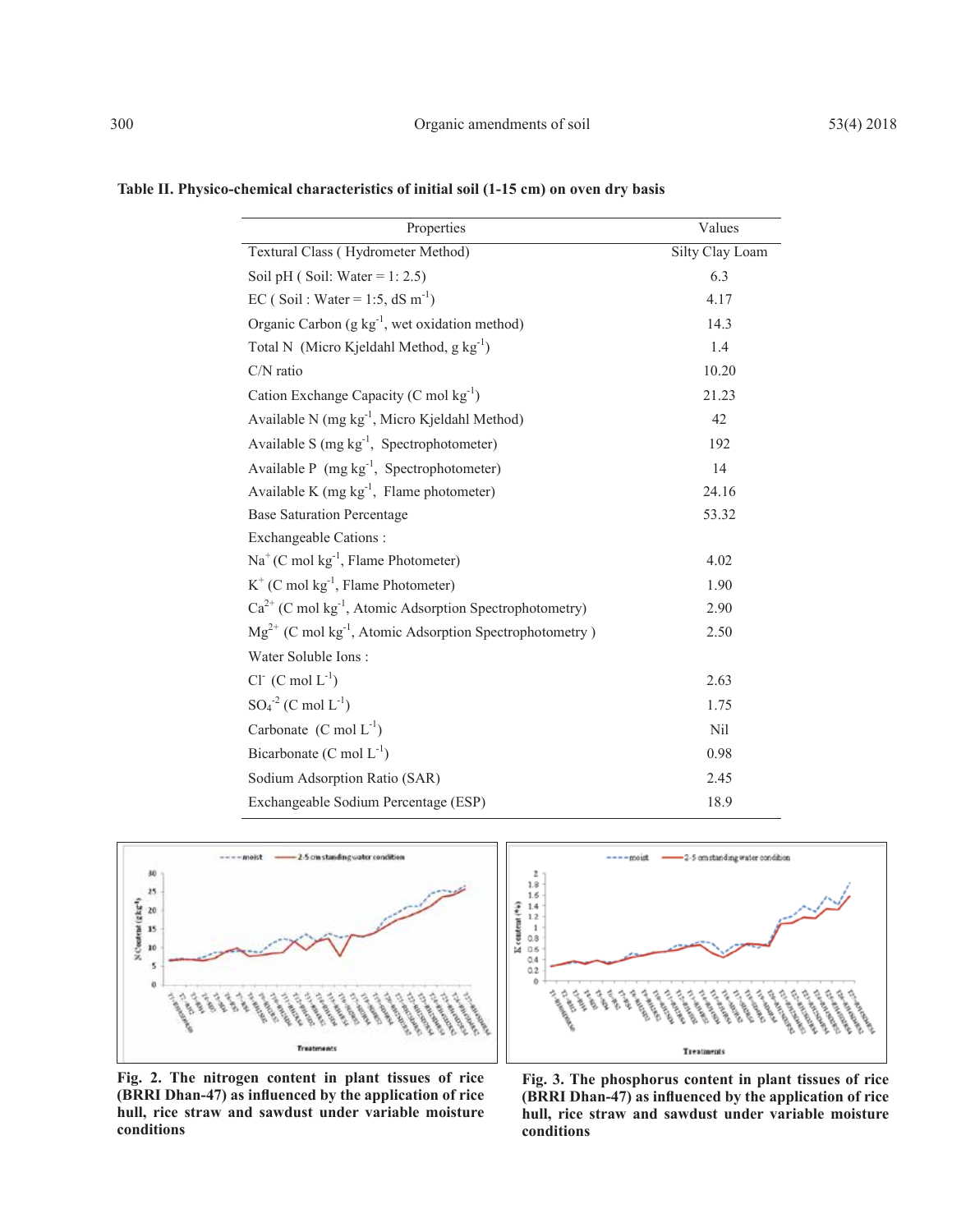**Table II. Physico-chemical characteristics of initial soil (1-15 cm) on oven dry basis**

| Properties | Values |
|---|---|
| Textural Class ( Hydrometer Method) | Silty Clay Loam |
| Soil pH ( Soil: Water = 1: 2.5) | 6.3 |
| EC ( Soil : Water = 1:5, dS $m^{-1}$) | 4.17 |
| Organic Carbon (g $kg^{-1}$, wet oxidation method) | 14.3 |
| Total N (Micro Kjeldahl Method, g $kg^{-1}$) | 1.4 |
| C/N ratio | 10.20 |
| Cation Exchange Capacity (C mol $kg^{-1}$) | 21.23 |
| Available N (mg $kg^{-1}$, Micro Kjeldahl Method) | 42 |
| Available S (mg $kg^{-1}$, Spectrophotometer) | 192 |
| Available P (mg $kg^{-1}$, Spectrophotometer) | 14 |
| Available K (mg $kg^{-1}$, Flame photometer) | 24.16 |
| Base Saturation Percentage | 53.32 |
| Exchangeable Cations : | |
| $Na^{+}$ (C mol $kg^{-1}$, Flame Photometer) | 4.02 |
| $K^{+}$ (C mol $kg^{-1}$, Flame Photometer) | 1.90 |
| $Ca^{2+}$ (C mol $kg^{-1}$, Atomic Adsorption Spectrophotometry) | 2.90 |
| $Mg^{2+}$ (C mol $kg^{-1}$, Atomic Adsorption Spectrophotometry ) | 2.50 |
| Water Soluble Ions : | |
| $Cl^{-}$ (C mol $L^{-1}$) | 2.63 |
| $SO_4^{-2}$ (C mol $L^{-1}$) | 1.75 |
| Carbonate (C mol $L^{-1}$) | Nil |
| Bicarbonate (C mol $L^{-1}$) | 0.98 |
| Sodium Adsorption Ratio (SAR) | 2.45 |
| Exchangeable Sodium Percentage (ESP) | 18.9 |

**Fig. 2. The nitrogen content in plant tissues of rice (BRRI Dhan-47) as influenced by the application of rice hull, rice straw and sawdust under variable moisture conditions**

**Fig. 3. The phosphorus content in plant tissues of rice (BRRI Dhan-47) as influenced by the application of rice hull, rice straw and sawdust under variable moisture conditions**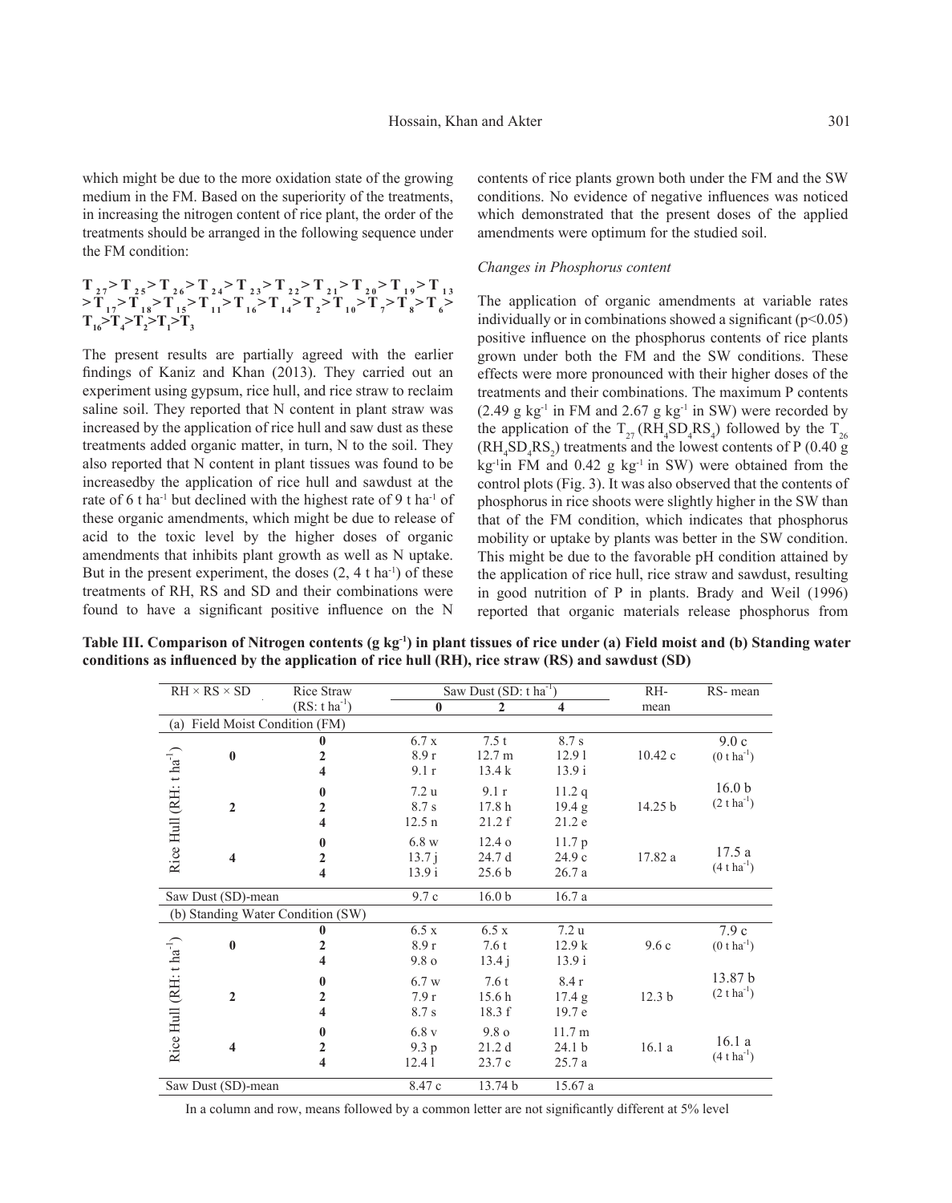which might be due to the more oxidation state of the growing medium in the FM. Based on the superiority of the treatments, in increasing the nitrogen content of rice plant, the order of the treatments should be arranged in the following sequence under the FM condition:

$$T_{27} > T_{25} > T_{26} > T_{24} > T_{23} > T_{22} > T_{21} > T_{20} > T_{19} > T_{13} > T_{17} > T_{18} > T_{15} > T_{11} > T_{16} > T_{14} > T_{2} > T_{10} > T_{7} > T_{8} > T_{6} > T_{16} > T_{4} > T_{2} > T_{1} > T_{3}$$

The present results are partially agreed with the earlier findings of Kaniz and Khan (2013). They carried out an experiment using gypsum, rice hull, and rice straw to reclaim saline soil. They reported that N content in plant straw was increased by the application of rice hull and saw dust as these treatments added organic matter, in turn, N to the soil. They also reported that N content in plant tissues was found to be increasedby the application of rice hull and sawdust at the rate of 6 t ha$^{-1}$ but declined with the highest rate of 9 t ha$^{-1}$ of these organic amendments, which might be due to release of acid to the toxic level by the higher doses of organic amendments that inhibits plant growth as well as N uptake. But in the present experiment, the doses (2, 4 t ha$^{-1}$) of these treatments of RH, RS and SD and their combinations were found to have a significant positive influence on the N contents of rice plants grown both under the FM and the SW conditions. No evidence of negative influences was noticed which demonstrated that the present doses of the applied amendments were optimum for the studied soil.

*Changes in Phosphorus content*

The application of organic amendments at variable rates individually or in combinations showed a significant ($p<0.05$) positive influence on the phosphorus contents of rice plants grown under both the FM and the SW conditions. These effects were more pronounced with their higher doses of the treatments and their combinations. The maximum P contents (2.49 g kg$^{-1}$ in FM and 2.67 g kg$^{-1}$ in SW) were recorded by the application of the $T_{27}$ ($RH_4SD_4RS_4$) followed by the $T_{26}$ ($RH_4SD_4RS_2$) treatments and the lowest contents of P (0.40 g kg$^{-1}$in FM and 0.42 g kg$^{-1}$ in SW) were obtained from the control plots (Fig. 3). It was also observed that the contents of phosphorus in rice shoots were slightly higher in the SW than that of the FM condition, which indicates that phosphorus mobility or uptake by plants was better in the SW condition. This might be due to the favorable pH condition attained by the application of rice hull, rice straw and sawdust, resulting in good nutrition of P in plants. Brady and Weil (1996) reported that organic materials release phosphorus from

**Table III. Comparison of Nitrogen contents (g kg$^{-1}$) in plant tissues of rice under (a) Field moist and (b) Standing water conditions as influenced by the application of rice hull (RH), rice straw (RS) and sawdust (SD)**

| RH × RS × SD | | Rice Straw (RS: t ha$^{-1}$) | Saw Dust (SD: t ha$^{-1}$) 0 | 2 | 4 | RH-mean | RS- mean |
|---|---|---|---|---|---|---|---|
| (a) Field Moist Condition (FM) | | | | | | | |
| Rice Hull (RH: t ha$^{-1}$) | 0 | 0 | 6.7 x | 7.5 t | 8.7 s | | 9.0 c (0 t ha$^{-1}$) |
| | | 2 | 8.9 r | 12.7 m | 12.9 l | 10.42 c | |
| | | 4 | 9.1 r | 13.4 k | 13.9 i | | |
| | 2 | 0 | 7.2 u | 9.1 r | 11.2 q | | 16.0 b (2 t ha$^{-1}$) |
| | | 2 | 8.7 s | 17.8 h | 19.4 g | 14.25 b | |
| | | 4 | 12.5 n | 21.2 f | 21.2 e | | |
| | 4 | 0 | 6.8 w | 12.4 o | 11.7 p | | |
| | | 2 | 13.7 j | 24.7 d | 24.9 c | 17.82 a | 17.5 a (4 t ha$^{-1}$) |
| | | 4 | 13.9 i | 25.6 b | 26.7 a | | |
| Saw Dust (SD)-mean | | | 9.7 c | 16.0 b | 16.7 a | | |
| (b) Standing Water Condition (SW) | | | | | | | |
| Rice Hull (RH: t ha$^{-1}$) | 0 | 0 | 6.5 x | 6.5 x | 7.2 u | | 7.9 c (0 t ha$^{-1}$) |
| | | 2 | 8.9 r | 7.6 t | 12.9 k | 9.6 c | |
| | | 4 | 9.8 o | 13.4 j | 13.9 i | | |
| | 2 | 0 | 6.7 w | 7.6 t | 8.4 r | | 13.87 b (2 t ha$^{-1}$) |
| | | 2 | 7.9 r | 15.6 h | 17.4 g | 12.3 b | |
| | | 4 | 8.7 s | 18.3 f | 19.7 e | | |
| | 4 | 0 | 6.8 v | 9.8 o | 11.7 m | | |
| | | 2 | 9.3 p | 21.2 d | 24.1 b | 16.1 a | 16.1 a (4 t ha$^{-1}$) |
| | | 4 | 12.4 l | 23.7 c | 25.7 a | | |
| Saw Dust (SD)-mean | | | 8.47 c | 13.74 b | 15.67 a | | |

In a column and row, means followed by a common letter are not significantly different at 5% level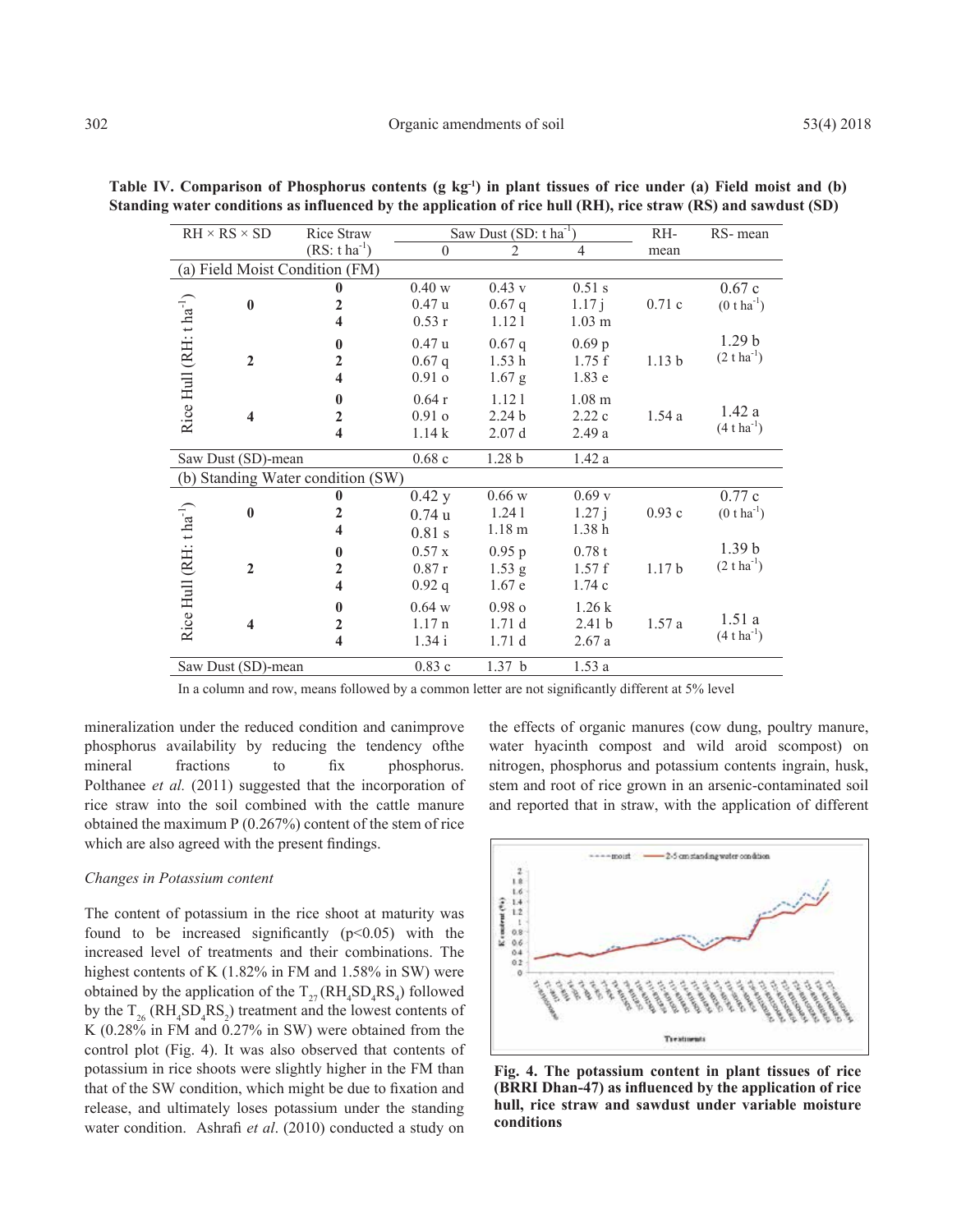**Table IV. Comparison of Phosphorus contents (g $kg^{-1}$) in plant tissues of rice under (a) Field moist and (b) Standing water conditions as influenced by the application of rice hull (RH), rice straw (RS) and sawdust (SD)**

| RH × RS × SD | Rice Straw (RS: t $ha^{-1}$) | Saw Dust (SD: t $ha^{-1}$) 0 | 2 | 4 | RH-mean | RS- mean |
|---|---|---|---|---|---|---|
| **(a) Field Moist Condition (FM)** | | | | | | |
| Rice Hull (RH: t $ha^{-1}$) **0** | **0** | 0.40 w | 0.43 v | 0.51 s | 0.71 c | 0.67 c (0 t $ha^{-1}$) |
| | **2** | 0.47 u | 0.67 q | 1.17 j | | |
| | **4** | 0.53 r | 1.12 l | 1.03 m | | |
| **2** | **0** | 0.47 u | 0.67 q | 0.69 p | 1.13 b | 1.29 b (2 t $ha^{-1}$) |
| | **2** | 0.67 q | 1.53 h | 1.75 f | | |
| | **4** | 0.91 o | 1.67 g | 1.83 e | | |
| **4** | **0** | 0.64 r | 1.12 l | 1.08 m | 1.54 a | 1.42 a (4 t $ha^{-1}$) |
| | **2** | 0.91 o | 2.24 b | 2.22 c | | |
| | **4** | 1.14 k | 2.07 d | 2.49 a | | |
| Saw Dust (SD)-mean | | 0.68 c | 1.28 b | 1.42 a | | |
| **(b) Standing Water condition (SW)** | | | | | | |
| Rice Hull (RH: t $ha^{-1}$) **0** | **0** | 0.42 y | 0.66 w | 0.69 v | 0.93 c | 0.77 c (0 t $ha^{-1}$) |
| | **2** | 0.74 u | 1.24 l | 1.27 j | | |
| | **4** | 0.81 s | 1.18 m | 1.38 h | | |
| **2** | **0** | 0.57 x | 0.95 p | 0.78 t | 1.17 b | 1.39 b (2 t $ha^{-1}$) |
| | **2** | 0.87 r | 1.53 g | 1.57 f | | |
| | **4** | 0.92 q | 1.67 e | 1.74 c | | |
| **4** | **0** | 0.64 w | 0.98 o | 1.26 k | 1.57 a | 1.51 a (4 t $ha^{-1}$) |
| | **2** | 1.17 n | 1.71 d | 2.41 b | | |
| | **4** | 1.34 i | 1.71 d | 2.67 a | | |
| Saw Dust (SD)-mean | | 0.83 c | 1.37 b | 1.53 a | | |

In a column and row, means followed by a common letter are not significantly different at 5% level

mineralization under the reduced condition and canimprove phosphorus availability by reducing the tendency ofthe mineral fractions to fix phosphorus. Polthanee *et al.* (2011) suggested that the incorporation of rice straw into the soil combined with the cattle manure obtained the maximum P (0.267%) content of the stem of rice which are also agreed with the present findings.

*Changes in Potassium content*

The content of potassium in the rice shoot at maturity was found to be increased significantly ($p<0.05$) with the increased level of treatments and their combinations. The highest contents of K (1.82% in FM and 1.58% in SW) were obtained by the application of the $T_{27}$ ($RH_4SD_4RS_4$) followed by the $T_{26}$ ($RH_4SD_4RS_2$) treatment and the lowest contents of K (0.28% in FM and 0.27% in SW) were obtained from the control plot (Fig. 4). It was also observed that contents of potassium in rice shoots were slightly higher in the FM than that of the SW condition, which might be due to fixation and release, and ultimately loses potassium under the standing water condition. Ashrafi *et al*. (2010) conducted a study on the effects of organic manures (cow dung, poultry manure, water hyacinth compost and wild aroid scompost) on nitrogen, phosphorus and potassium contents ingrain, husk, stem and root of rice grown in an arsenic-contaminated soil and reported that in straw, with the application of different

**Fig. 4. The potassium content in plant tissues of rice (BRRI Dhan-47) as influenced by the application of rice hull, rice straw and sawdust under variable moisture conditions**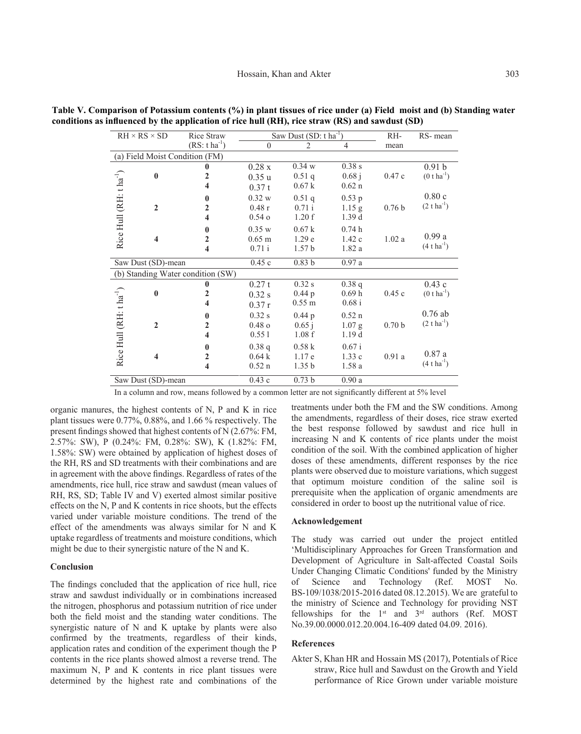**Table V. Comparison of Potassium contents (%) in plant tissues of rice under (a) Field moist and (b) Standing water conditions as influenced by the application of rice hull (RH), rice straw (RS) and sawdust (SD)**

| RH × RS × SD | Rice Straw (RS: t ha$^{-1}$) | Saw Dust (SD: t ha$^{-1}$) | | | RH-mean | RS- mean |
|---|---|---|---|---|---|---|
| | | 0 | 2 | 4 | | |
| (a) Field Moist Condition (FM) | | | | | | |
| Rice Hull (RH: t ha$^{-1}$) 0 | 0 | 0.28 x | 0.34 w | 0.38 s | | 0.91 b (0 t ha$^{-1}$) |
| | 2 | 0.35 u | 0.51 q | 0.68 j | 0.47 c | |
| | 4 | 0.37 t | 0.67 k | 0.62 n | | |
| 2 | 0 | 0.32 w | 0.51 q | 0.53 p | | 0.80 c (2 t ha$^{-1}$) |
| | 2 | 0.48 r | 0.71 i | 1.15 g | 0.76 b | |
| | 4 | 0.54 o | 1.20 f | 1.39 d | | |
| 4 | 0 | 0.35 w | 0.67 k | 0.74 h | | |
| | 2 | 0.65 m | 1.29 e | 1.42 c | 1.02 a | 0.99 a (4 t ha$^{-1}$) |
| | 4 | 0.71 i | 1.57 b | 1.82 a | | |
| Saw Dust (SD)-mean | | 0.45 c | 0.83 b | 0.97 a | | |
| (b) Standing Water condition (SW) | | | | | | |
| Rice Hull (RH: t ha$^{-1}$) 0 | 0 | 0.27 t | 0.32 s | 0.38 q | | 0.43 c (0 t ha$^{-1}$) |
| | 2 | 0.32 s | 0.44 p | 0.69 h | 0.45 c | |
| | 4 | 0.37 r | 0.55 m | 0.68 i | | |
| 2 | 0 | 0.32 s | 0.44 p | 0.52 n | | 0.76 ab (2 t ha$^{-1}$) |
| | 2 | 0.48 o | 0.65 j | 1.07 g | 0.70 b | |
| | 4 | 0.55 l | 1.08 f | 1.19 d | | |
| 4 | 0 | 0.38 q | 0.58 k | 0.67 i | | |
| | 2 | 0.64 k | 1.17 e | 1.33 c | 0.91 a | 0.87 a (4 t ha$^{-1}$) |
| | 4 | 0.52 n | 1.35 b | 1.58 a | | |
| Saw Dust (SD)-mean | | 0.43 c | 0.73 b | 0.90 a | | |

In a column and row, means followed by a common letter are not significantly different at 5% level

organic manures, the highest contents of N, P and K in rice plant tissues were 0.77%, 0.88%, and 1.66 % respectively. The present findings showed that highest contents of N (2.67%: FM, 2.57%: SW), P (0.24%: FM, 0.28%: SW), K (1.82%: FM, 1.58%: SW) were obtained by application of highest doses of the RH, RS and SD treatments with their combinations and are in agreement with the above findings. Regardless of rates of the amendments, rice hull, rice straw and sawdust (mean values of RH, RS, SD; Table IV and V) exerted almost similar positive effects on the N, P and K contents in rice shoots, but the effects varied under variable moisture conditions. The trend of the effect of the amendments was always similar for N and K uptake regardless of treatments and moisture conditions, which might be due to their synergistic nature of the N and K.

### Conclusion

The findings concluded that the application of rice hull, rice straw and sawdust individually or in combinations increased the nitrogen, phosphorus and potassium nutrition of rice under both the field moist and the standing water conditions. The synergistic nature of N and K uptake by plants were also confirmed by the treatments, regardless of their kinds, application rates and condition of the experiment though the P contents in the rice plants showed almost a reverse trend. The maximum N, P and K contents in rice plant tissues were determined by the highest rate and combinations of the treatments under both the FM and the SW conditions. Among the amendments, regardless of their doses, rice straw exerted the best response followed by sawdust and rice hull in increasing N and K contents of rice plants under the moist condition of the soil. With the combined application of higher doses of these amendments, different responses by the rice plants were observed due to moisture variations, which suggest that optimum moisture condition of the saline soil is prerequisite when the application of organic amendments are considered in order to boost up the nutritional value of rice.

### Acknowledgement

The study was carried out under the project entitled 'Multidisciplinary Approaches for Green Transformation and Development of Agriculture in Salt-affected Coastal Soils Under Changing Climatic Conditions' funded by the Ministry of Science and Technology (Ref. MOST No. BS-109/1038/2015-2016 dated 08.12.2015). We are grateful to the ministry of Science and Technology for providing NST fellowships for the 1st and 3rd authors (Ref. MOST No.39.00.0000.012.20.004.16-409 dated 04.09. 2016).

### References

Akter S, Khan HR and Hossain MS (2017), Potentials of Rice straw, Rice hull and Sawdust on the Growth and Yield performance of Rice Grown under variable moisture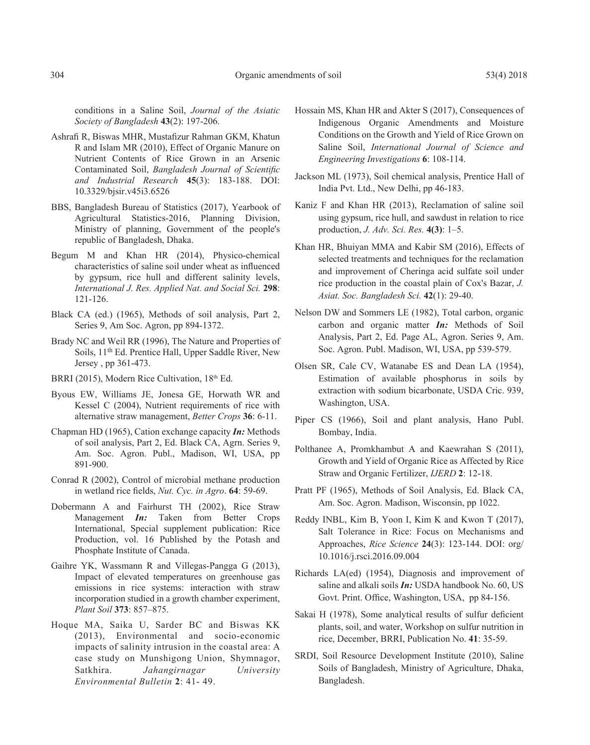conditions in a Saline Soil, *Journal of the Asiatic Society of Bangladesh* **43**(2): 197-206.

Ashrafi R, Biswas MHR, Mustafizur Rahman GKM, Khatun R and Islam MR (2010), Effect of Organic Manure on Nutrient Contents of Rice Grown in an Arsenic Contaminated Soil, *Bangladesh Journal of Scientific and Industrial Research* **45**(3): 183-188. DOI: 10.3329/bjsir.v45i3.6526

BBS, Bangladesh Bureau of Statistics (2017), Yearbook of Agricultural Statistics-2016, Planning Division, Ministry of planning, Government of the people's republic of Bangladesh, Dhaka.

Begum M and Khan HR (2014), Physico-chemical characteristics of saline soil under wheat as influenced by gypsum, rice hull and different salinity levels, *International J. Res. Applied Nat. and Social Sci.* **298**: 121-126.

Black CA (ed.) (1965), Methods of soil analysis, Part 2, Series 9, Am Soc. Agron, pp 894-1372.

Brady NC and Weil RR (1996), The Nature and Properties of Soils, 11th Ed. Prentice Hall, Upper Saddle River, New Jersey , pp 361-473.

BRRI (2015), Modern Rice Cultivation, 18th Ed.

Byous EW, Williams JE, Jonesa GE, Horwath WR and Kessel C (2004), Nutrient requirements of rice with alternative straw management, *Better Crops* **36**: 6-11.

Chapman HD (1965), Cation exchange capacity ***In:*** Methods of soil analysis, Part 2, Ed. Black CA, Agrn. Series 9, Am. Soc. Agron. Publ., Madison, WI, USA, pp 891-900.

Conrad R (2002), Control of microbial methane production in wetland rice fields, *Nut. Cyc. in Agro*. **64**: 59-69.

Dobermann A and Fairhurst TH (2002), Rice Straw Management ***In:*** Taken from Better Crops International, Special supplement publication: Rice Production, vol. 16 Published by the Potash and Phosphate Institute of Canada.

Gaihre YK, Wassmann R and Villegas-Pangga G (2013), Impact of elevated temperatures on greenhouse gas emissions in rice systems: interaction with straw incorporation studied in a growth chamber experiment, *Plant Soil* **373**: 857–875.

Hoque MA, Saika U, Sarder BC and Biswas KK (2013), Environmental and socio-economic impacts of salinity intrusion in the coastal area: A case study on Munshigong Union, Shymnagor, Satkhira. *Jahangirnagar University Environmental Bulletin* **2**: 41- 49.

Hossain MS, Khan HR and Akter S (2017), Consequences of Indigenous Organic Amendments and Moisture Conditions on the Growth and Yield of Rice Grown on Saline Soil, *International Journal of Science and Engineering Investigations* **6**: 108-114.

Jackson ML (1973), Soil chemical analysis, Prentice Hall of India Pvt. Ltd., New Delhi, pp 46-183.

Kaniz F and Khan HR (2013), Reclamation of saline soil using gypsum, rice hull, and sawdust in relation to rice production, *J. Adv. Sci. Res.* **4(3)**: 1–5.

Khan HR, Bhuiyan MMA and Kabir SM (2016), Effects of selected treatments and techniques for the reclamation and improvement of Cheringa acid sulfate soil under rice production in the coastal plain of Cox's Bazar, *J. Asiat. Soc. Bangladesh Sci.* **42**(1): 29-40.

Nelson DW and Sommers LE (1982), Total carbon, organic carbon and organic matter ***In:*** Methods of Soil Analysis, Part 2, Ed. Page AL, Agron. Series 9, Am. Soc. Agron. Publ. Madison, WI, USA, pp 539-579.

Olsen SR, Cale CV, Watanabe ES and Dean LA (1954), Estimation of available phosphorus in soils by extraction with sodium bicarbonate, USDA Cric. 939, Washington, USA.

Piper CS (1966), Soil and plant analysis, Hano Publ. Bombay, India.

Polthanee A, Promkhambut A and Kaewrahan S (2011), Growth and Yield of Organic Rice as Affected by Rice Straw and Organic Fertilizer, *IJERD* **2**: 12-18.

Pratt PF (1965), Methods of Soil Analysis, Ed. Black CA, Am. Soc. Agron. Madison, Wisconsin, pp 1022.

Reddy INBL, Kim B, Yoon I, Kim K and Kwon T (2017), Salt Tolerance in Rice: Focus on Mechanisms and Approaches, *Rice Science* **24**(3): 123-144. DOI: org/ 10.1016/j.rsci.2016.09.004

Richards LA(ed) (1954), Diagnosis and improvement of saline and alkali soils ***In:*** USDA handbook No. 60, US Govt. Print. Office, Washington, USA, pp 84-156.

Sakai H (1978), Some analytical results of sulfur deficient plants, soil, and water, Workshop on sulfur nutrition in rice, December, BRRI, Publication No. **41**: 35-59.

SRDI, Soil Resource Development Institute (2010), Saline Soils of Bangladesh, Ministry of Agriculture, Dhaka, Bangladesh.